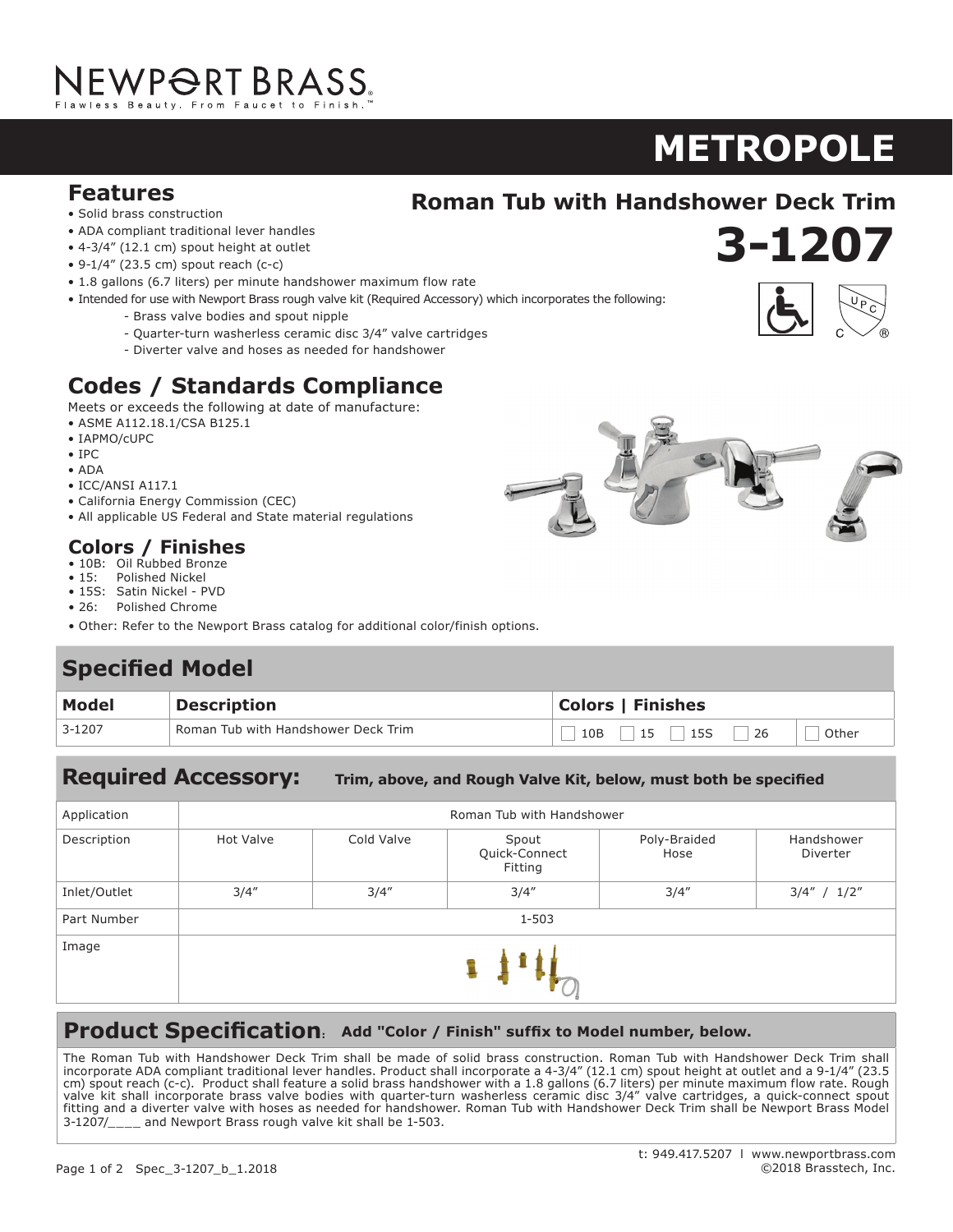# NEWPORT BRASS

Flawless Beauty. From Faucet to Finish.™

# METROPOLE

## Roman Tub with Handshower Deck Trim

# 3-1207

## Features

- Solid brass construction
- ADA compliant traditional lever handles
- 4-3/4" (12.1 cm) spout height at outlet
- 9-1/4" (23.5 cm) spout reach (c-c)
- 1.8 gallons (6.7 liters) per minute handshower maximum flow rate
- Intended for use with Newport Brass rough valve kit (Required Accessory) which incorporates the following:
  - Brass valve bodies and spout nipple
  - Quarter-turn washerless ceramic disc 3/4" valve cartridges
  - Diverter valve and hoses as needed for handshower

## Codes / Standards Compliance

Meets or exceeds the following at date of manufacture:

- ASME A112.18.1/CSA B125.1
- IAPMO/cUPC
- IPC
- ADA
- ICC/ANSI A117.1
- California Energy Commission (CEC)
- All applicable US Federal and State material regulations

## Colors / Finishes

- 10B: Oil Rubbed Bronze
- 15: Polished Nickel
- 15S: Satin Nickel - PVD
- 26: Polished Chrome
- Other: Refer to the Newport Brass catalog for additional color/finish options.

## Specified Model

| Model | Description | Colors \| Finishes |
|---|---|---|
| 3-1207 | Roman Tub with Handshower Deck Trim | ☐ 10B ☐ 15 ☐ 15S ☐ 26 ☐ Other |

## Required Accessory: **Trim, above, and Rough Valve Kit, below, must both be specified**

| Application | Roman Tub with Handshower | | | | |
|---|---|---|---|---|---|
| Description | Hot Valve | Cold Valve | Spout Quick-Connect Fitting | Poly-Braided Hose | Handshower Diverter |
| Inlet/Outlet | 3/4" | 3/4" | 3/4" | 3/4" | 3/4" / 1/2" |
| Part Number | 1-503 | | | | |
| Image | | | | | |

## Product Specification: **Add "Color / Finish" suffix to Model number, below.**

The Roman Tub with Handshower Deck Trim shall be made of solid brass construction. Roman Tub with Handshower Deck Trim shall incorporate ADA compliant traditional lever handles. Product shall incorporate a 4-3/4" (12.1 cm) spout height at outlet and a 9-1/4" (23.5 cm) spout reach (c-c). Product shall feature a solid brass handshower with a 1.8 gallons (6.7 liters) per minute maximum flow rate. Rough valve kit shall incorporate brass valve bodies with quarter-turn washerless ceramic disc 3/4" valve cartridges, a quick-connect spout fitting and a diverter valve with hoses as needed for handshower. Roman Tub with Handshower Deck Trim shall be Newport Brass Model 3-1207/____ and Newport Brass rough valve kit shall be 1-503.

t: 949.417.5207 | www.newportbrass.com
©2018 Brasstech, Inc.

Spec_3-1207_b_1.2018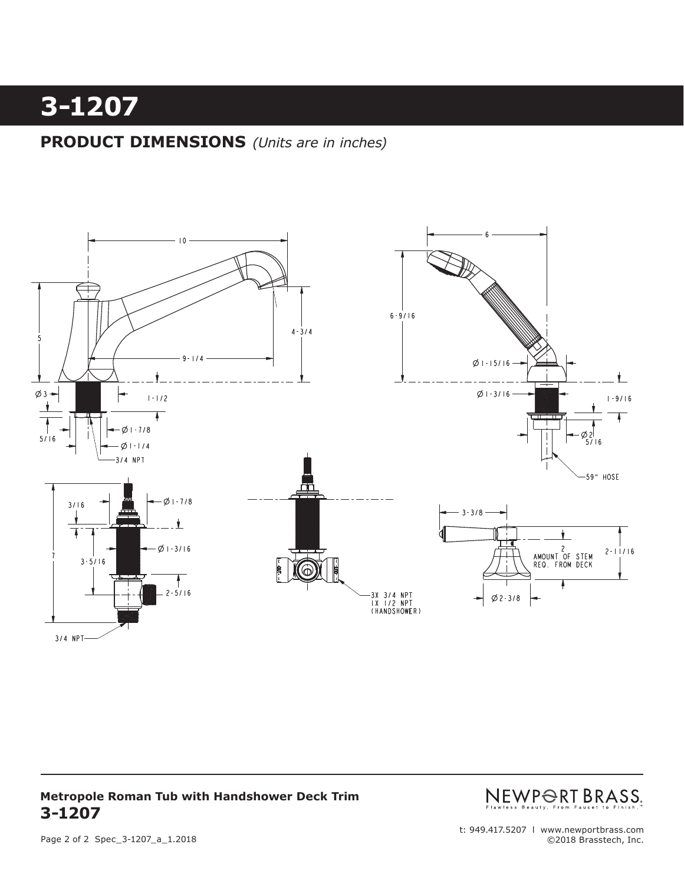# 3-1207

## PRODUCT DIMENSIONS *(Units are in inches)*

10

5

4-3/4

9-1/4

Ø3

1-1/2

5/16

Ø1-7/8

Ø1-1/4

3/4 NPT

6

6-9/16

Ø1-15/16

Ø1-3/16

1-9/16

Ø2 5/16

59" HOSE

3/16

Ø1-7/8

7

3-5/16

Ø1-3/16

2-5/16

3/4 NPT

3X 3/4 NPT
1X 1/2 NPT
(HANDSHOWER)

3-3/8

2
AMOUNT OF STEM
REQ. FROM DECK

2-11/16

Ø2-3/8

**Metropole Roman Tub with Handshower Deck Trim**
**3-1207**

NEWPORT BRASS.
Flawless Beauty. From Faucet to Finish.™

t: 949.417.5207 l www.newportbrass.com
©2018 Brasstech, Inc.

Spec_3-1207_a_1.2018